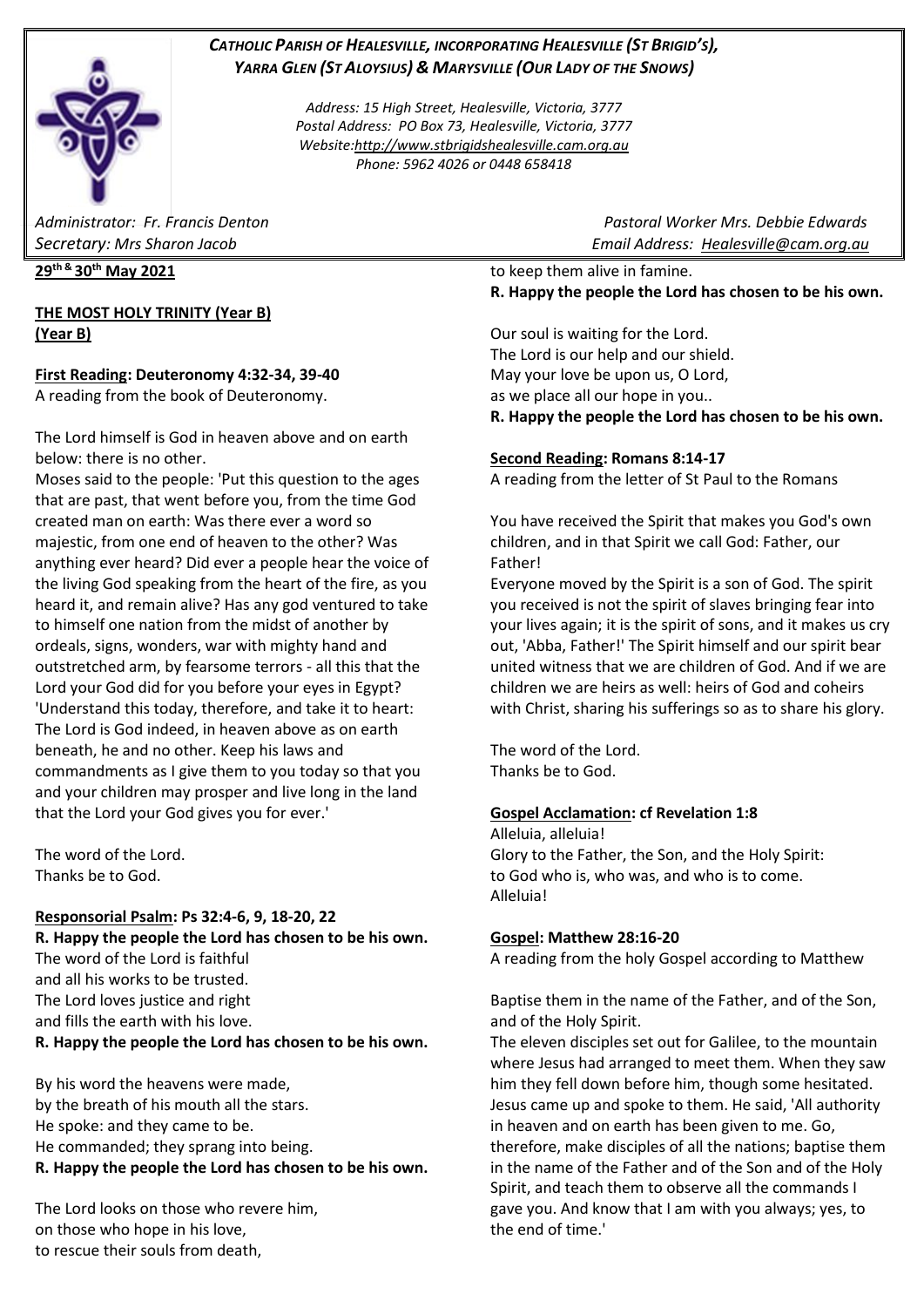***CATHOLIC PARISH OF HEALESVILLE, INCORPORATING HEALESVILLE (ST BRIGID'S), YARRA GLEN (ST ALOYSIUS) & MARYSVILLE (OUR LADY OF THE SNOWS)***

*Address: 15 High Street, Healesville, Victoria, 3777*
*Postal Address: PO Box 73, Healesville, Victoria, 3777*
*Website:http://www.stbrigidshealesville.cam.org.au*
*Phone: 5962 4026 or 0448 658418*

*Administrator: Fr. Francis Denton*
*Secretary: Mrs Sharon Jacob*
*Pastoral Worker Mrs. Debbie Edwards*
*Email Address: Healesville@cam.org.au*

**29th & 30th May 2021**

**THE MOST HOLY TRINITY (Year B)**
**(Year B)**

**First Reading: Deuteronomy 4:32-34, 39-40**
A reading from the book of Deuteronomy.

The Lord himself is God in heaven above and on earth below: there is no other.
Moses said to the people: 'Put this question to the ages that are past, that went before you, from the time God created man on earth: Was there ever a word so majestic, from one end of heaven to the other? Was anything ever heard? Did ever a people hear the voice of the living God speaking from the heart of the fire, as you heard it, and remain alive? Has any god ventured to take to himself one nation from the midst of another by ordeals, signs, wonders, war with mighty hand and outstretched arm, by fearsome terrors - all this that the Lord your God did for you before your eyes in Egypt?
'Understand this today, therefore, and take it to heart: The Lord is God indeed, in heaven above as on earth beneath, he and no other. Keep his laws and commandments as I give them to you today so that you and your children may prosper and live long in the land that the Lord your God gives you for ever.'

The word of the Lord.
Thanks be to God.

**Responsorial Psalm: Ps 32:4-6, 9, 18-20, 22**
**R. Happy the people the Lord has chosen to be his own.**
The word of the Lord is faithful
and all his works to be trusted.
The Lord loves justice and right
and fills the earth with his love.
**R. Happy the people the Lord has chosen to be his own.**

By his word the heavens were made,
by the breath of his mouth all the stars.
He spoke: and they came to be.
He commanded; they sprang into being.
**R. Happy the people the Lord has chosen to be his own.**

The Lord looks on those who revere him,
on those who hope in his love,
to rescue their souls from death,
to keep them alive in famine.
**R. Happy the people the Lord has chosen to be his own.**

Our soul is waiting for the Lord.
The Lord is our help and our shield.
May your love be upon us, O Lord,
as we place all our hope in you..
**R. Happy the people the Lord has chosen to be his own.**

**Second Reading: Romans 8:14-17**
A reading from the letter of St Paul to the Romans

You have received the Spirit that makes you God's own children, and in that Spirit we call God: Father, our Father!
Everyone moved by the Spirit is a son of God. The spirit you received is not the spirit of slaves bringing fear into your lives again; it is the spirit of sons, and it makes us cry out, 'Abba, Father!' The Spirit himself and our spirit bear united witness that we are children of God. And if we are children we are heirs as well: heirs of God and coheirs with Christ, sharing his sufferings so as to share his glory.

The word of the Lord.
Thanks be to God.

**Gospel Acclamation: cf Revelation 1:8**
Alleluia, alleluia!
Glory to the Father, the Son, and the Holy Spirit:
to God who is, who was, and who is to come.
Alleluia!

**Gospel: Matthew 28:16-20**
A reading from the holy Gospel according to Matthew

Baptise them in the name of the Father, and of the Son, and of the Holy Spirit.
The eleven disciples set out for Galilee, to the mountain where Jesus had arranged to meet them. When they saw him they fell down before him, though some hesitated. Jesus came up and spoke to them. He said, 'All authority in heaven and on earth has been given to me. Go, therefore, make disciples of all the nations; baptise them in the name of the Father and of the Son and of the Holy Spirit, and teach them to observe all the commands I gave you. And know that I am with you always; yes, to the end of time.'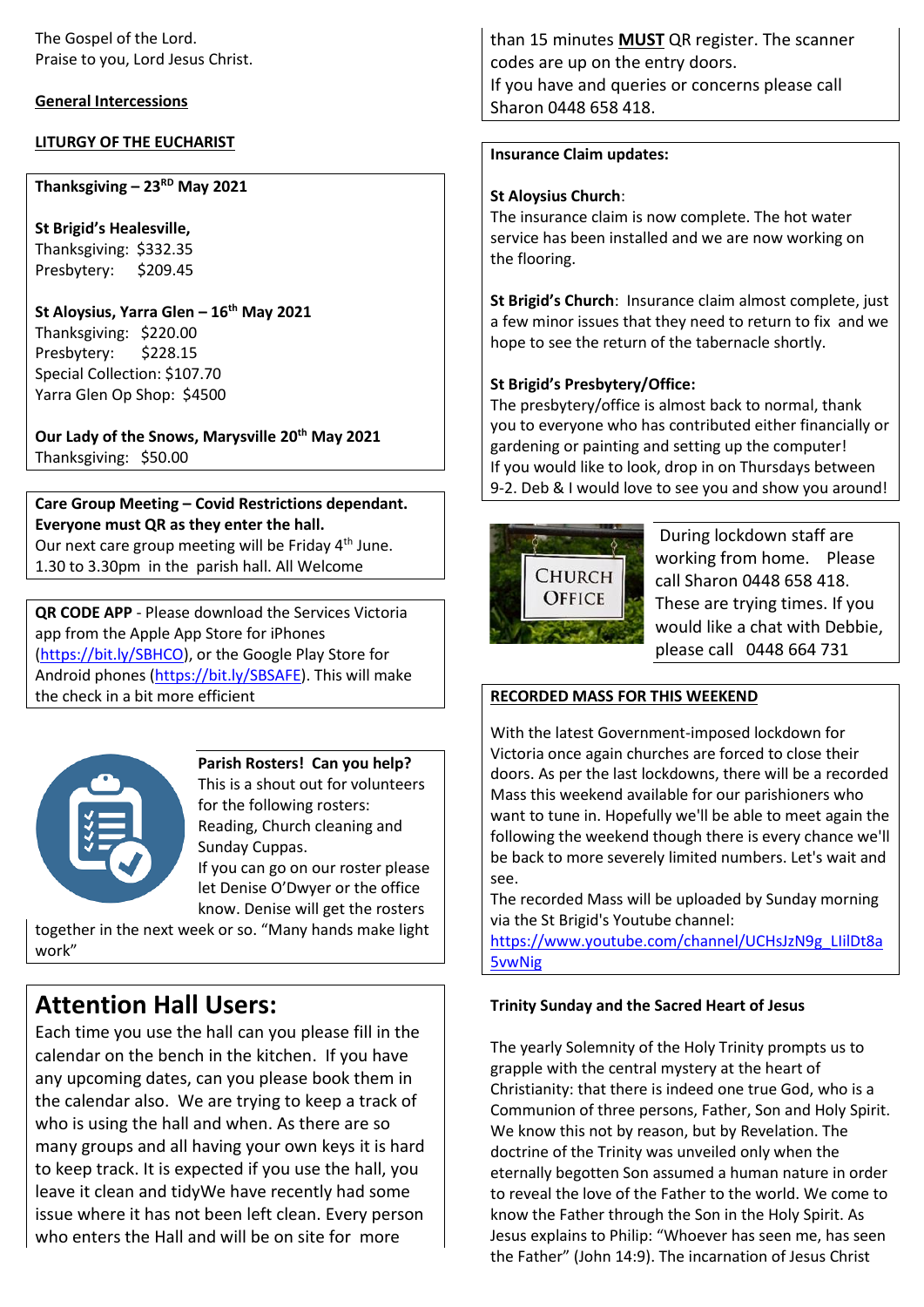The Gospel of the Lord.
Praise to you, Lord Jesus Christ.

**General Intercessions**

**LITURGY OF THE EUCHARIST**

**Thanksgiving – 23RD May 2021**

**St Brigid's Healesville,**
Thanksgiving: $332.35
Presbytery: $209.45

**St Aloysius, Yarra Glen – 16th May 2021**
Thanksgiving: $220.00
Presbytery: $228.15
Special Collection: $107.70
Yarra Glen Op Shop: $4500

**Our Lady of the Snows, Marysville 20th May 2021**
Thanksgiving: $50.00

**Care Group Meeting – Covid Restrictions dependant. Everyone must QR as they enter the hall.**
Our next care group meeting will be Friday 4th June. 1.30 to 3.30pm in the parish hall. All Welcome

**QR CODE APP** - Please download the Services Victoria app from the Apple App Store for iPhones (https://bit.ly/SBHCO), or the Google Play Store for Android phones (https://bit.ly/SBSAFE). This will make the check in a bit more efficient

**Parish Rosters! Can you help?**
This is a shout out for volunteers for the following rosters: Reading, Church cleaning and Sunday Cuppas.
If you can go on our roster please let Denise O'Dwyer or the office know. Denise will get the rosters together in the next week or so. "Many hands make light work"

# Attention Hall Users:

Each time you use the hall can you please fill in the calendar on the bench in the kitchen. If you have any upcoming dates, can you please book them in the calendar also. We are trying to keep a track of who is using the hall and when. As there are so many groups and all having your own keys it is hard to keep track. It is expected if you use the hall, you leave it clean and tidyWe have recently had some issue where it has not been left clean. Every person who enters the Hall and will be on site for more than 15 minutes **MUST** QR register. The scanner codes are up on the entry doors.
If you have and queries or concerns please call Sharon 0448 658 418.

**Insurance Claim updates:**

**St Aloysius Church**:
The insurance claim is now complete. The hot water service has been installed and we are now working on the flooring.

**St Brigid's Church**: Insurance claim almost complete, just a few minor issues that they need to return to fix and we hope to see the return of the tabernacle shortly.

**St Brigid's Presbytery/Office:**
The presbytery/office is almost back to normal, thank you to everyone who has contributed either financially or gardening or painting and setting up the computer!
If you would like to look, drop in on Thursdays between 9-2. Deb & I would love to see you and show you around!

During lockdown staff are working from home. Please call Sharon 0448 658 418. These are trying times. If you would like a chat with Debbie, please call 0448 664 731

**RECORDED MASS FOR THIS WEEKEND**

With the latest Government-imposed lockdown for Victoria once again churches are forced to close their doors. As per the last lockdowns, there will be a recorded Mass this weekend available for our parishioners who want to tune in. Hopefully we'll be able to meet again the following the weekend though there is every chance we'll be back to more severely limited numbers. Let's wait and see.
The recorded Mass will be uploaded by Sunday morning via the St Brigid's Youtube channel:
https://www.youtube.com/channel/UCHsJzN9g_LIilDt8a5vwNig

**Trinity Sunday and the Sacred Heart of Jesus**

The yearly Solemnity of the Holy Trinity prompts us to grapple with the central mystery at the heart of Christianity: that there is indeed one true God, who is a Communion of three persons, Father, Son and Holy Spirit. We know this not by reason, but by Revelation. The doctrine of the Trinity was unveiled only when the eternally begotten Son assumed a human nature in order to reveal the love of the Father to the world. We come to know the Father through the Son in the Holy Spirit. As Jesus explains to Philip: "Whoever has seen me, has seen the Father" (John 14:9). The incarnation of Jesus Christ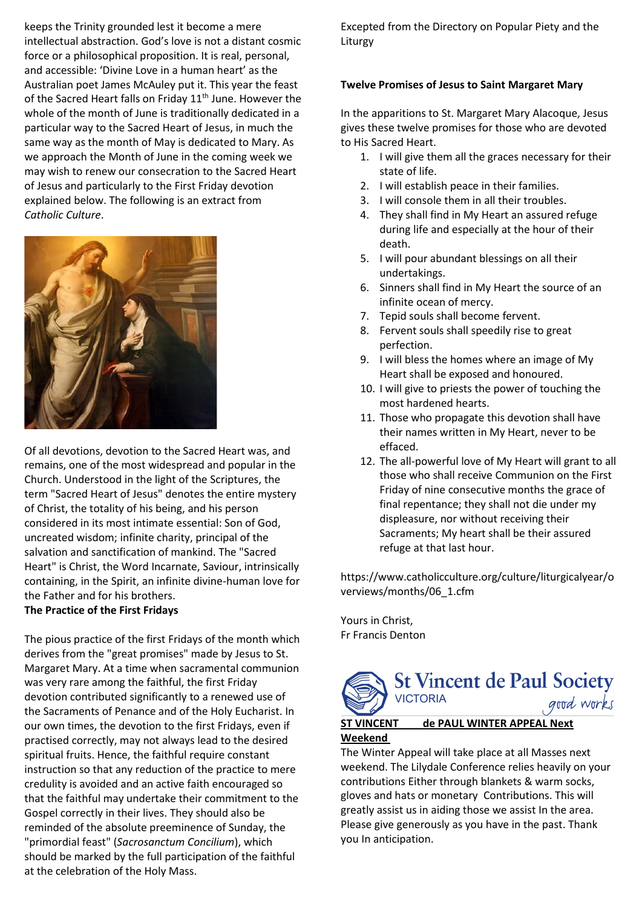keeps the Trinity grounded lest it become a mere intellectual abstraction. God's love is not a distant cosmic force or a philosophical proposition. It is real, personal, and accessible: 'Divine Love in a human heart' as the Australian poet James McAuley put it. This year the feast of the Sacred Heart falls on Friday 11th June. However the whole of the month of June is traditionally dedicated in a particular way to the Sacred Heart of Jesus, in much the same way as the month of May is dedicated to Mary. As we approach the Month of June in the coming week we may wish to renew our consecration to the Sacred Heart of Jesus and particularly to the First Friday devotion explained below. The following is an extract from *Catholic Culture*.

Of all devotions, devotion to the Sacred Heart was, and remains, one of the most widespread and popular in the Church. Understood in the light of the Scriptures, the term "Sacred Heart of Jesus" denotes the entire mystery of Christ, the totality of his being, and his person considered in its most intimate essential: Son of God, uncreated wisdom; infinite charity, principal of the salvation and sanctification of mankind. The "Sacred Heart" is Christ, the Word Incarnate, Saviour, intrinsically containing, in the Spirit, an infinite divine-human love for the Father and for his brothers.

**The Practice of the First Fridays**

The pious practice of the first Fridays of the month which derives from the "great promises" made by Jesus to St. Margaret Mary. At a time when sacramental communion was very rare among the faithful, the first Friday devotion contributed significantly to a renewed use of the Sacraments of Penance and of the Holy Eucharist. In our own times, the devotion to the first Fridays, even if practised correctly, may not always lead to the desired spiritual fruits. Hence, the faithful require constant instruction so that any reduction of the practice to mere credulity is avoided and an active faith encouraged so that the faithful may undertake their commitment to the Gospel correctly in their lives. They should also be reminded of the absolute preeminence of Sunday, the "primordial feast" (*Sacrosanctum Concilium*), which should be marked by the full participation of the faithful at the celebration of the Holy Mass.

Excepted from the Directory on Popular Piety and the Liturgy

**Twelve Promises of Jesus to Saint Margaret Mary**

In the apparitions to St. Margaret Mary Alacoque, Jesus gives these twelve promises for those who are devoted to His Sacred Heart.

1. I will give them all the graces necessary for their state of life.
2. I will establish peace in their families.
3. I will console them in all their troubles.
4. They shall find in My Heart an assured refuge during life and especially at the hour of their death.
5. I will pour abundant blessings on all their undertakings.
6. Sinners shall find in My Heart the source of an infinite ocean of mercy.
7. Tepid souls shall become fervent.
8. Fervent souls shall speedily rise to great perfection.
9. I will bless the homes where an image of My Heart shall be exposed and honoured.
10. I will give to priests the power of touching the most hardened hearts.
11. Those who propagate this devotion shall have their names written in My Heart, never to be effaced.
12. The all-powerful love of My Heart will grant to all those who shall receive Communion on the First Friday of nine consecutive months the grace of final repentance; they shall not die under my displeasure, nor without receiving their Sacraments; My heart shall be their assured refuge at that last hour.

https://www.catholicculture.org/culture/liturgicalyear/overviews/months/06_1.cfm

Yours in Christ,
Fr Francis Denton

St Vincent de Paul Society VICTORIA *good works*

**ST VINCENT de PAUL WINTER APPEAL Next Weekend**

The Winter Appeal will take place at all Masses next weekend. The Lilydale Conference relies heavily on your contributions Either through blankets & warm socks, gloves and hats or monetary Contributions. This will greatly assist us in aiding those we assist In the area. Please give generously as you have in the past. Thank you In anticipation.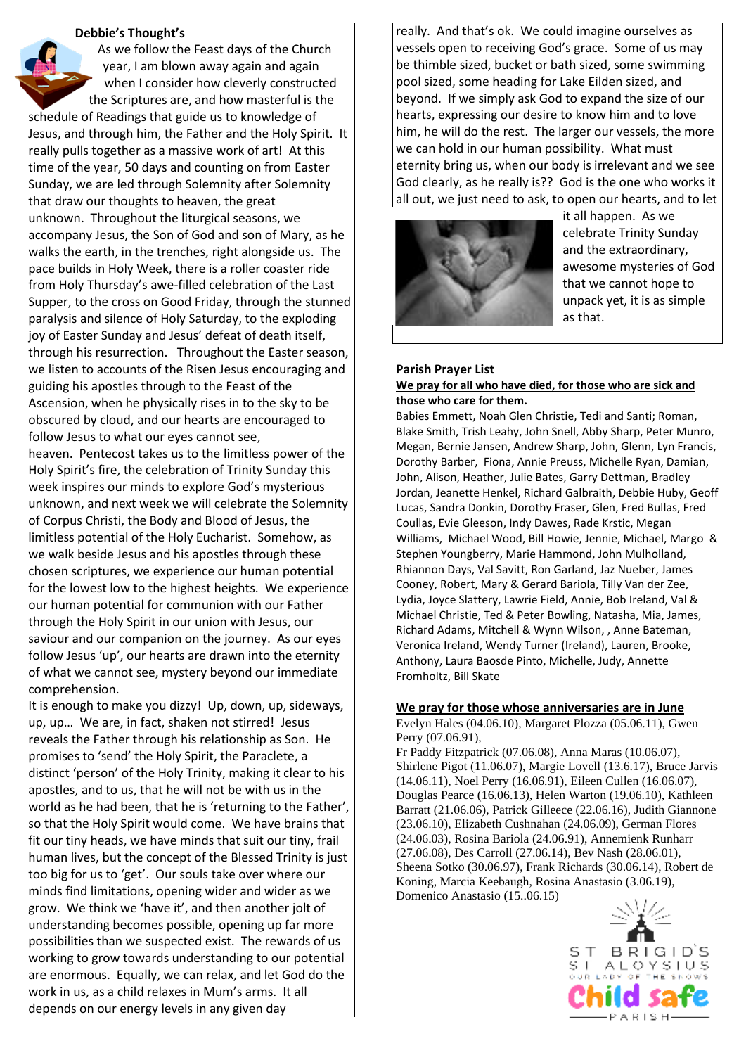## Debbie's Thought's

As we follow the Feast days of the Church year, I am blown away again and again when I consider how cleverly constructed the Scriptures are, and how masterful is the schedule of Readings that guide us to knowledge of Jesus, and through him, the Father and the Holy Spirit. It really pulls together as a massive work of art! At this time of the year, 50 days and counting on from Easter Sunday, we are led through Solemnity after Solemnity that draw our thoughts to heaven, the great unknown. Throughout the liturgical seasons, we accompany Jesus, the Son of God and son of Mary, as he walks the earth, in the trenches, right alongside us. The pace builds in Holy Week, there is a roller coaster ride from Holy Thursday's awe-filled celebration of the Last Supper, to the cross on Good Friday, through the stunned paralysis and silence of Holy Saturday, to the exploding joy of Easter Sunday and Jesus' defeat of death itself, through his resurrection. Throughout the Easter season, we listen to accounts of the Risen Jesus encouraging and guiding his apostles through to the Feast of the Ascension, when he physically rises in to the sky to be obscured by cloud, and our hearts are encouraged to follow Jesus to what our eyes cannot see, heaven. Pentecost takes us to the limitless power of the Holy Spirit's fire, the celebration of Trinity Sunday this week inspires our minds to explore God's mysterious unknown, and next week we will celebrate the Solemnity of Corpus Christi, the Body and Blood of Jesus, the limitless potential of the Holy Eucharist. Somehow, as we walk beside Jesus and his apostles through these chosen scriptures, we experience our human potential for the lowest low to the highest heights. We experience our human potential for communion with our Father through the Holy Spirit in our union with Jesus, our saviour and our companion on the journey. As our eyes follow Jesus 'up', our hearts are drawn into the eternity of what we cannot see, mystery beyond our immediate comprehension.

It is enough to make you dizzy! Up, down, up, sideways, up, up… We are, in fact, shaken not stirred! Jesus reveals the Father through his relationship as Son. He promises to 'send' the Holy Spirit, the Paraclete, a distinct 'person' of the Holy Trinity, making it clear to his apostles, and to us, that he will not be with us in the world as he had been, that he is 'returning to the Father', so that the Holy Spirit would come. We have brains that fit our tiny heads, we have minds that suit our tiny, frail human lives, but the concept of the Blessed Trinity is just too big for us to 'get'. Our souls take over where our minds find limitations, opening wider and wider as we grow. We think we 'have it', and then another jolt of understanding becomes possible, opening up far more possibilities than we suspected exist. The rewards of us working to grow towards understanding to our potential are enormous. Equally, we can relax, and let God do the work in us, as a child relaxes in Mum's arms. It all depends on our energy levels in any given day really. And that's ok. We could imagine ourselves as vessels open to receiving God's grace. Some of us may be thimble sized, bucket or bath sized, some swimming pool sized, some heading for Lake Eilden sized, and beyond. If we simply ask God to expand the size of our hearts, expressing our desire to know him and to love him, he will do the rest. The larger our vessels, the more we can hold in our human possibility. What must eternity bring us, when our body is irrelevant and we see God clearly, as he really is?? God is the one who works it all out, we just need to ask, to open our hearts, and to let it all happen. As we celebrate Trinity Sunday and the extraordinary, awesome mysteries of God that we cannot hope to unpack yet, it is as simple as that.

## Parish Prayer List

**We pray for all who have died, for those who are sick and those who care for them.**

Babies Emmett, Noah Glen Christie, Tedi and Santi; Roman, Blake Smith, Trish Leahy, John Snell, Abby Sharp, Peter Munro, Megan, Bernie Jansen, Andrew Sharp, John, Glenn, Lyn Francis, Dorothy Barber, Fiona, Annie Preuss, Michelle Ryan, Damian, John, Alison, Heather, Julie Bates, Garry Dettman, Bradley Jordan, Jeanette Henkel, Richard Galbraith, Debbie Huby, Geoff Lucas, Sandra Donkin, Dorothy Fraser, Glen, Fred Bullas, Fred Coullas, Evie Gleeson, Indy Dawes, Rade Krstic, Megan Williams, Michael Wood, Bill Howie, Jennie, Michael, Margo & Stephen Youngberry, Marie Hammond, John Mulholland, Rhiannon Days, Val Savitt, Ron Garland, Jaz Nueber, James Cooney, Robert, Mary & Gerard Bariola, Tilly Van der Zee, Lydia, Joyce Slattery, Lawrie Field, Annie, Bob Ireland, Val & Michael Christie, Ted & Peter Bowling, Natasha, Mia, James, Richard Adams, Mitchell & Wynn Wilson, , Anne Bateman, Veronica Ireland, Wendy Turner (Ireland), Lauren, Brooke, Anthony, Laura Baosde Pinto, Michelle, Judy, Annette Fromholtz, Bill Skate

**We pray for those whose anniversaries are in June**

Evelyn Hales (04.06.10), Margaret Plozza (05.06.11), Gwen Perry (07.06.91),
Fr Paddy Fitzpatrick (07.06.08), Anna Maras (10.06.07), Shirlene Pigot (11.06.07), Margie Lovell (13.6.17), Bruce Jarvis (14.06.11), Noel Perry (16.06.91), Eileen Cullen (16.06.07), Douglas Pearce (16.06.13), Helen Warton (19.06.10), Kathleen Barratt (21.06.06), Patrick Gilleece (22.06.16), Judith Giannone (23.06.10), Elizabeth Cushnahan (24.06.09), German Flores (24.06.03), Rosina Bariola (24.06.91), Annemienk Runharr (27.06.08), Des Carroll (27.06.14), Bev Nash (28.06.01), Sheena Sotko (30.06.97), Frank Richards (30.06.14), Robert de Koning, Marcia Keebaugh, Rosina Anastasio (3.06.19), Domenico Anastasio (15..06.15)

ST BRIGID'S
ST ALOYSIUS
OUR LADY OF THE SNOWS
Child safe
PARISH